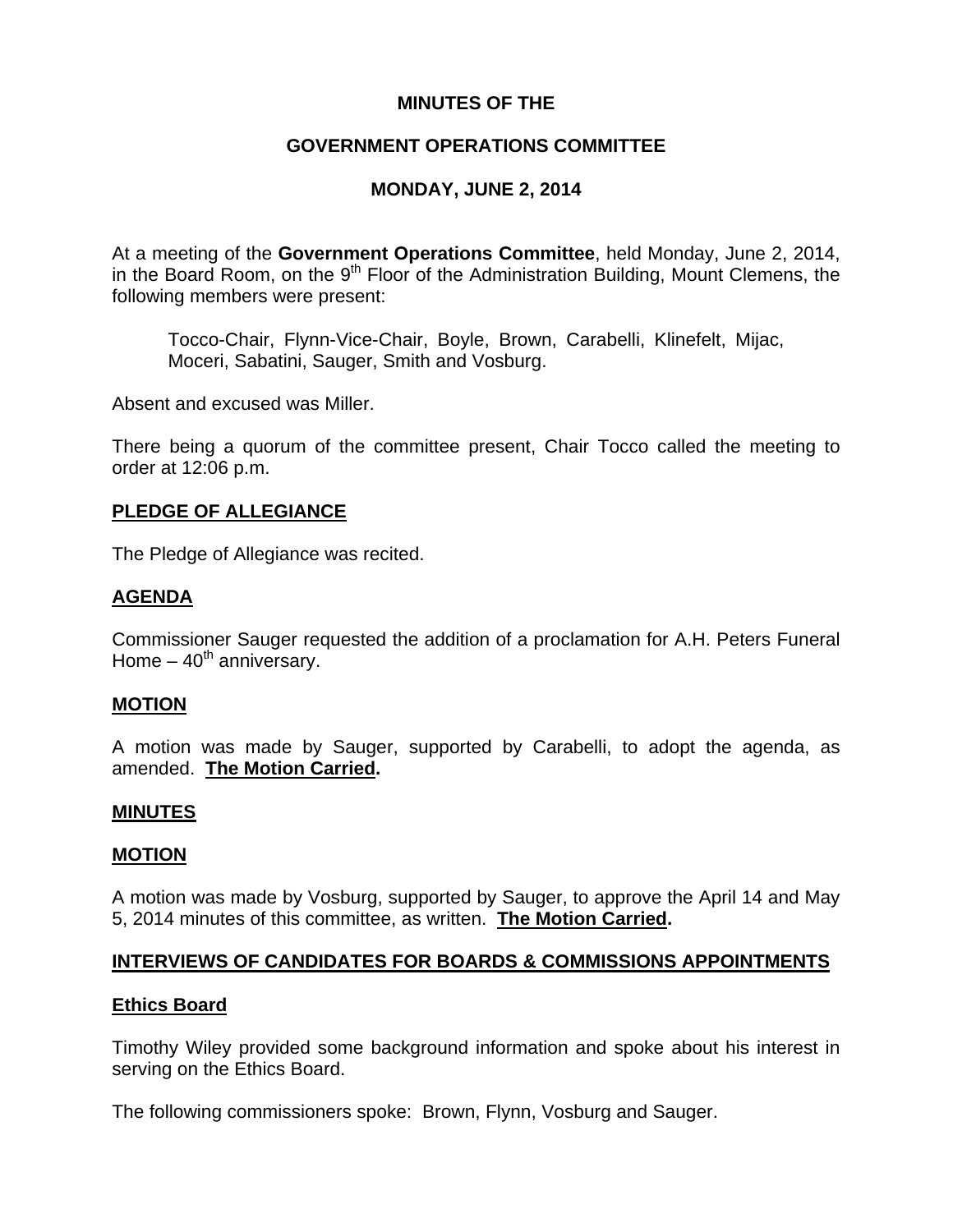# MINUTES OF THE

# GOVERNMENT OPERATIONS COMMITTEE

# MONDAY, JUNE 2, 2014

At a meeting of the **Government Operations Committee**, held Monday, June 2, 2014, in the Board Room, on the 9th Floor of the Administration Building, Mount Clemens, the following members were present:

> Tocco-Chair, Flynn-Vice-Chair, Boyle, Brown, Carabelli, Klinefelt, Mijac, Moceri, Sabatini, Sauger, Smith and Vosburg.

Absent and excused was Miller.

There being a quorum of the committee present, Chair Tocco called the meeting to order at 12:06 p.m.

## PLEDGE OF ALLEGIANCE

The Pledge of Allegiance was recited.

## AGENDA

Commissioner Sauger requested the addition of a proclamation for A.H. Peters Funeral Home – 40th anniversary.

## MOTION

A motion was made by Sauger, supported by Carabelli, to adopt the agenda, as amended. **The Motion Carried.**

## MINUTES

## MOTION

A motion was made by Vosburg, supported by Sauger, to approve the April 14 and May 5, 2014 minutes of this committee, as written. **The Motion Carried.**

## INTERVIEWS OF CANDIDATES FOR BOARDS & COMMISSIONS APPOINTMENTS

### Ethics Board

Timothy Wiley provided some background information and spoke about his interest in serving on the Ethics Board.

The following commissioners spoke: Brown, Flynn, Vosburg and Sauger.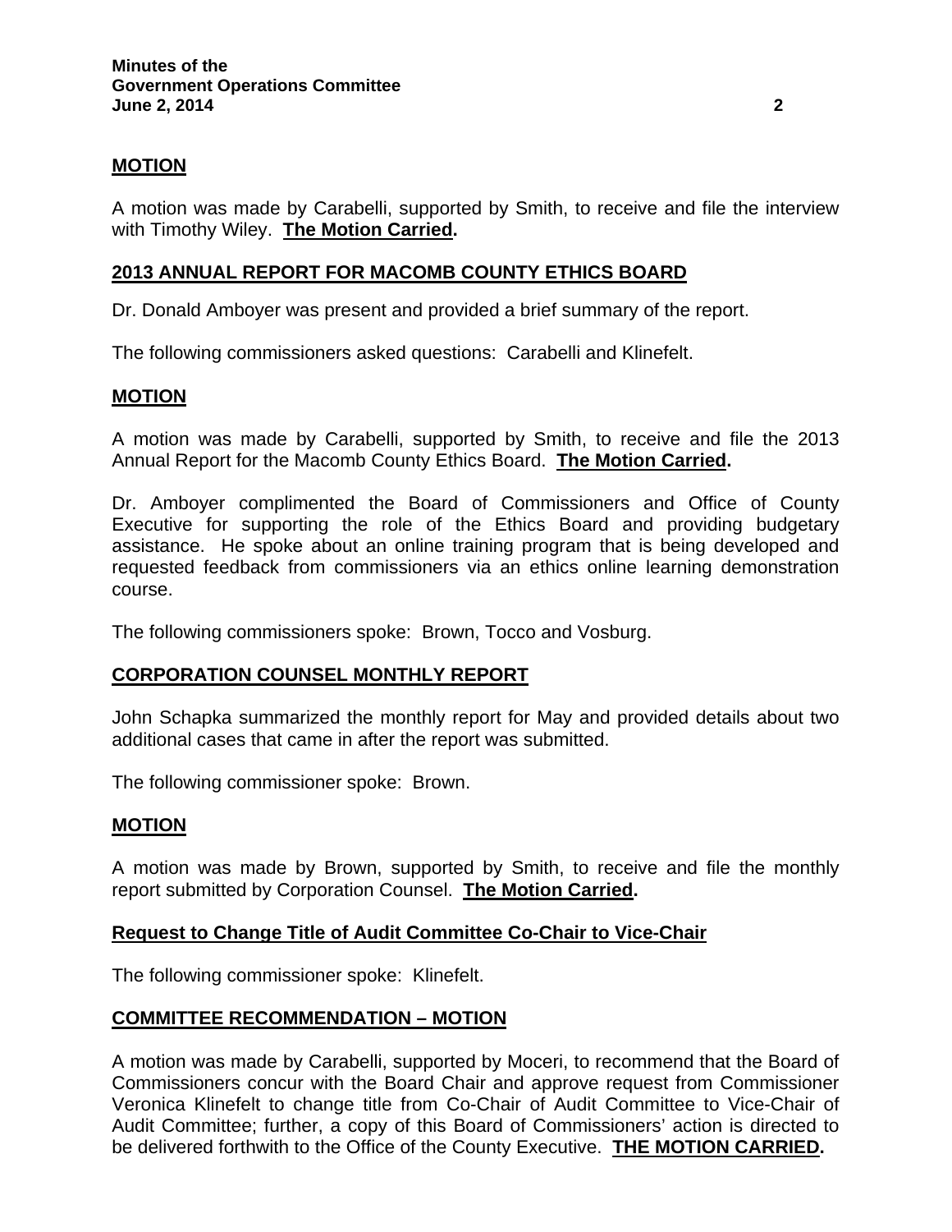**MOTION**

A motion was made by Carabelli, supported by Smith, to receive and file the interview with Timothy Wiley. **The Motion Carried.**

**2013 ANNUAL REPORT FOR MACOMB COUNTY ETHICS BOARD**

Dr. Donald Amboyer was present and provided a brief summary of the report.

The following commissioners asked questions: Carabelli and Klinefelt.

**MOTION**

A motion was made by Carabelli, supported by Smith, to receive and file the 2013 Annual Report for the Macomb County Ethics Board. **The Motion Carried.**

Dr. Amboyer complimented the Board of Commissioners and Office of County Executive for supporting the role of the Ethics Board and providing budgetary assistance. He spoke about an online training program that is being developed and requested feedback from commissioners via an ethics online learning demonstration course.

The following commissioners spoke: Brown, Tocco and Vosburg.

**CORPORATION COUNSEL MONTHLY REPORT**

John Schapka summarized the monthly report for May and provided details about two additional cases that came in after the report was submitted.

The following commissioner spoke: Brown.

**MOTION**

A motion was made by Brown, supported by Smith, to receive and file the monthly report submitted by Corporation Counsel. **The Motion Carried.**

**Request to Change Title of Audit Committee Co-Chair to Vice-Chair**

The following commissioner spoke: Klinefelt.

**COMMITTEE RECOMMENDATION – MOTION**

A motion was made by Carabelli, supported by Moceri, to recommend that the Board of Commissioners concur with the Board Chair and approve request from Commissioner Veronica Klinefelt to change title from Co-Chair of Audit Committee to Vice-Chair of Audit Committee; further, a copy of this Board of Commissioners' action is directed to be delivered forthwith to the Office of the County Executive. **THE MOTION CARRIED.**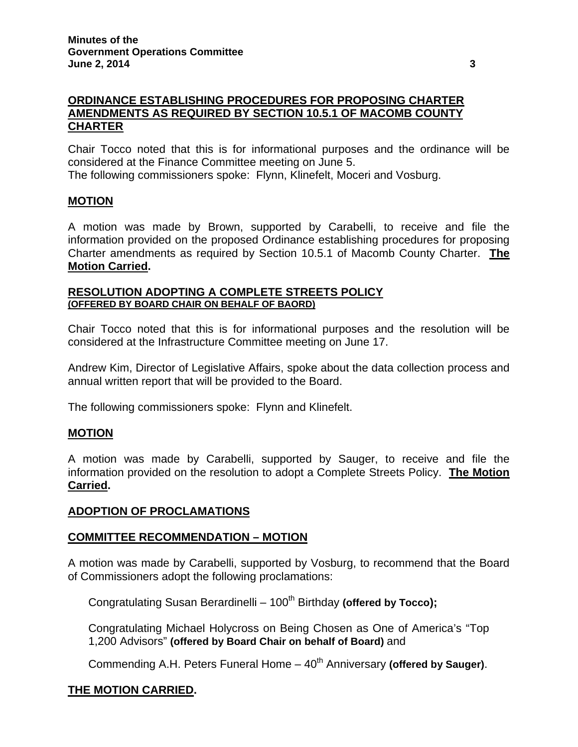## ORDINANCE ESTABLISHING PROCEDURES FOR PROPOSING CHARTER AMENDMENTS AS REQUIRED BY SECTION 10.5.1 OF MACOMB COUNTY CHARTER

Chair Tocco noted that this is for informational purposes and the ordinance will be considered at the Finance Committee meeting on June 5.
The following commissioners spoke: Flynn, Klinefelt, Moceri and Vosburg.

## MOTION

A motion was made by Brown, supported by Carabelli, to receive and file the information provided on the proposed Ordinance establishing procedures for proposing Charter amendments as required by Section 10.5.1 of Macomb County Charter. **The Motion Carried.**

## RESOLUTION ADOPTING A COMPLETE STREETS POLICY
**(OFFERED BY BOARD CHAIR ON BEHALF OF BAORD)**

Chair Tocco noted that this is for informational purposes and the resolution will be considered at the Infrastructure Committee meeting on June 17.

Andrew Kim, Director of Legislative Affairs, spoke about the data collection process and annual written report that will be provided to the Board.

The following commissioners spoke: Flynn and Klinefelt.

## MOTION

A motion was made by Carabelli, supported by Sauger, to receive and file the information provided on the resolution to adopt a Complete Streets Policy. **The Motion Carried.**

## ADOPTION OF PROCLAMATIONS

## COMMITTEE RECOMMENDATION – MOTION

A motion was made by Carabelli, supported by Vosburg, to recommend that the Board of Commissioners adopt the following proclamations:

Congratulating Susan Berardinelli – 100th Birthday **(offered by Tocco);**

Congratulating Michael Holycross on Being Chosen as One of America's "Top 1,200 Advisors" **(offered by Board Chair on behalf of Board)** and

Commending A.H. Peters Funeral Home – 40th Anniversary **(offered by Sauger)**.

**THE MOTION CARRIED.**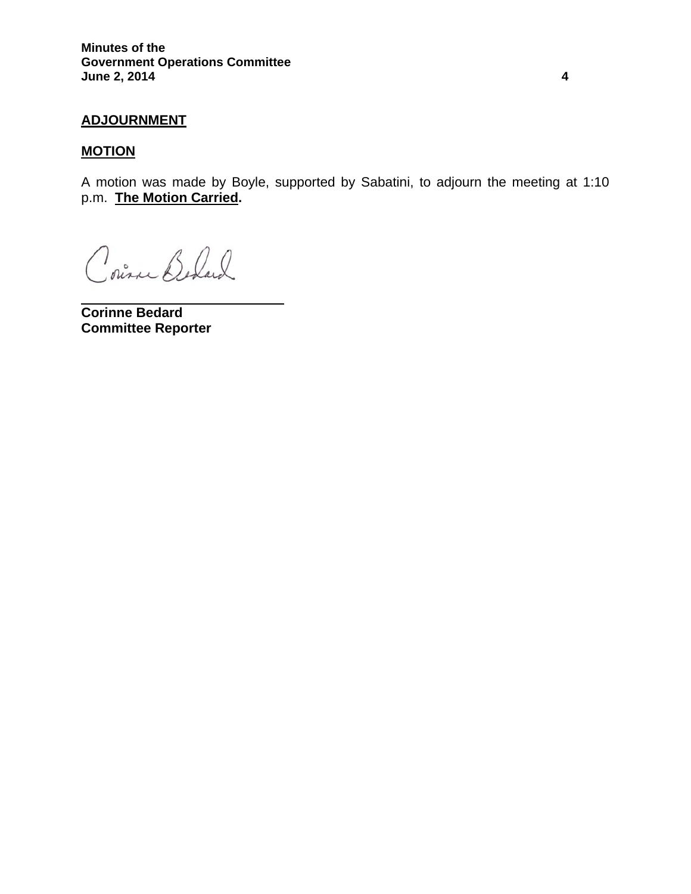**ADJOURNMENT**

**MOTION**

A motion was made by Boyle, supported by Sabatini, to adjourn the meeting at 1:10 p.m. **The Motion Carried.**

**Corinne Bedard**
**Committee Reporter**